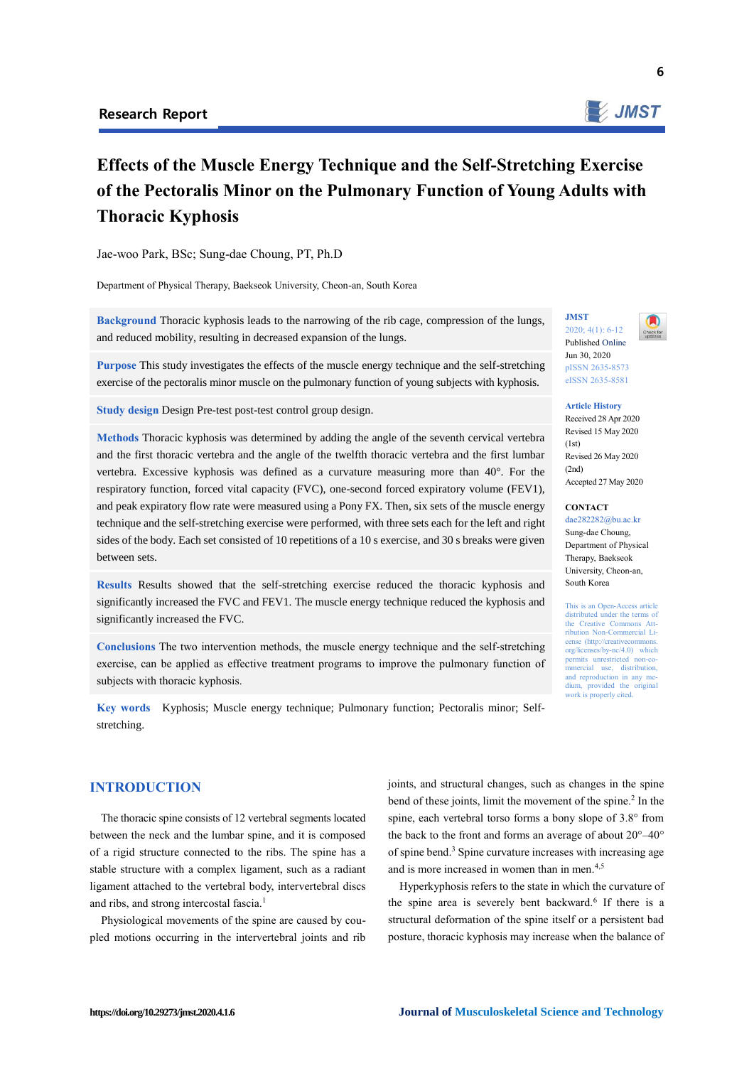Research Report

# Effects of the Muscle Energy Technique and the Self-Stretching Exercise of the Pectoralis Minor on the Pulmonary Function of Young Adults with Thoracic Kyphosis

Jae-woo Park, BSc; Sung-dae Choung, PT, Ph.D

Department of Physical Therapy, Baekseok University, Cheon-an, South Korea

**Background** Thoracic kyphosis leads to the narrowing of the rib cage, compression of the lungs, and reduced mobility, resulting in decreased expansion of the lungs.

**Purpose** This study investigates the effects of the muscle energy technique and the self-stretching exercise of the pectoralis minor muscle on the pulmonary function of young subjects with kyphosis.

**Study design** Design Pre-test post-test control group design.

**Methods** Thoracic kyphosis was determined by adding the angle of the seventh cervical vertebra and the first thoracic vertebra and the angle of the twelfth thoracic vertebra and the first lumbar vertebra. Excessive kyphosis was defined as a curvature measuring more than 40°. For the respiratory function, forced vital capacity (FVC), one-second forced expiratory volume (FEV1), and peak expiratory flow rate were measured using a Pony FX. Then, six sets of the muscle energy technique and the self-stretching exercise were performed, with three sets each for the left and right sides of the body. Each set consisted of 10 repetitions of a 10 s exercise, and 30 s breaks were given between sets.

**Results** Results showed that the self-stretching exercise reduced the thoracic kyphosis and significantly increased the FVC and FEV1. The muscle energy technique reduced the kyphosis and significantly increased the FVC.

**Conclusions** The two intervention methods, the muscle energy technique and the self-stretching exercise, can be applied as effective treatment programs to improve the pulmonary function of subjects with thoracic kyphosis.

**Key words** Kyphosis; Muscle energy technique; Pulmonary function; Pectoralis minor; Self-stretching.

JMST
2020; 4(1): 6-12
Published Online Jun 30, 2020
pISSN 2635-8573
eISSN 2635-8581

**Article History**
Received 28 Apr 2020
Revised 15 May 2020 (1st)
Revised 26 May 2020 (2nd)
Accepted 27 May 2020

**CONTACT**
dae282282@bu.ac.kr
Sung-dae Choung, Department of Physical Therapy, Baekseok University, Cheon-an, South Korea

This is an Open-Access article distributed under the terms of the Creative Commons Attribution Non-Commercial License (http://creativecommons.org/licenses/by-nc/4.0) which permits unrestricted non-commercial use, distribution, and reproduction in any medium, provided the original work is properly cited.

## INTRODUCTION

The thoracic spine consists of 12 vertebral segments located between the neck and the lumbar spine, and it is composed of a rigid structure connected to the ribs. The spine has a stable structure with a complex ligament, such as a radiant ligament attached to the vertebral body, intervertebral discs and ribs, and strong intercostal fascia.[1]

Physiological movements of the spine are caused by coupled motions occurring in the intervertebral joints and rib joints, and structural changes, such as changes in the spine bend of these joints, limit the movement of the spine.[2] In the spine, each vertebral torso forms a bony slope of 3.8° from the back to the front and forms an average of about 20°–40° of spine bend.[3] Spine curvature increases with increasing age and is more increased in women than in men.[4,5]

Hyperkyphosis refers to the state in which the curvature of the spine area is severely bent backward.[6] If there is a structural deformation of the spine itself or a persistent bad posture, thoracic kyphosis may increase when the balance of

https://doi.org/10.29273/jmst.2020.4.1.6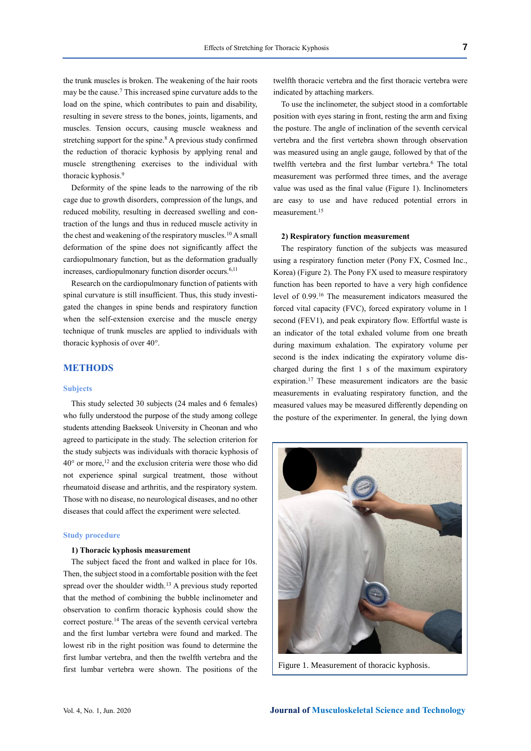the trunk muscles is broken. The weakening of the hair roots may be the cause.[7] This increased spine curvature adds to the load on the spine, which contributes to pain and disability, resulting in severe stress to the bones, joints, ligaments, and muscles. Tension occurs, causing muscle weakness and stretching support for the spine.[8] A previous study confirmed the reduction of thoracic kyphosis by applying renal and muscle strengthening exercises to the individual with thoracic kyphosis.[9]

Deformity of the spine leads to the narrowing of the rib cage due to growth disorders, compression of the lungs, and reduced mobility, resulting in decreased swelling and contraction of the lungs and thus in reduced muscle activity in the chest and weakening of the respiratory muscles.[10] A small deformation of the spine does not significantly affect the cardiopulmonary function, but as the deformation gradually increases, cardiopulmonary function disorder occurs.[6,11]

Research on the cardiopulmonary function of patients with spinal curvature is still insufficient. Thus, this study investigated the changes in spine bends and respiratory function when the self-extension exercise and the muscle energy technique of trunk muscles are applied to individuals with thoracic kyphosis of over 40°.

## METHODS

### Subjects

This study selected 30 subjects (24 males and 6 females) who fully understood the purpose of the study among college students attending Baekseok University in Cheonan and who agreed to participate in the study. The selection criterion for the study subjects was individuals with thoracic kyphosis of 40° or more,[12] and the exclusion criteria were those who did not experience spinal surgical treatment, those without rheumatoid disease and arthritis, and the respiratory system. Those with no disease, no neurological diseases, and no other diseases that could affect the experiment were selected.

### Study procedure

**1) Thoracic kyphosis measurement**

The subject faced the front and walked in place for 10s. Then, the subject stood in a comfortable position with the feet spread over the shoulder width.[13] A previous study reported that the method of combining the bubble inclinometer and observation to confirm thoracic kyphosis could show the correct posture.[14] The areas of the seventh cervical vertebra and the first lumbar vertebra were found and marked. The lowest rib in the right position was found to determine the first lumbar vertebra, and then the twelfth vertebra and the first lumbar vertebra were shown. The positions of the twelfth thoracic vertebra and the first thoracic vertebra were indicated by attaching markers.

To use the inclinometer, the subject stood in a comfortable position with eyes staring in front, resting the arm and fixing the posture. The angle of inclination of the seventh cervical vertebra and the first vertebra shown through observation was measured using an angle gauge, followed by that of the twelfth vertebra and the first lumbar vertebra.[6] The total measurement was performed three times, and the average value was used as the final value (Figure 1). Inclinometers are easy to use and have reduced potential errors in measurement.[15]

**2) Respiratory function measurement**

The respiratory function of the subjects was measured using a respiratory function meter (Pony FX, Cosmed Inc., Korea) (Figure 2). The Pony FX used to measure respiratory function has been reported to have a very high confidence level of 0.99.[16] The measurement indicators measured the forced vital capacity (FVC), forced expiratory volume in 1 second (FEV1), and peak expiratory flow. Effortful waste is an indicator of the total exhaled volume from one breath during maximum exhalation. The expiratory volume per second is the index indicating the expiratory volume discharged during the first 1 s of the maximum expiratory expiration.[17] These measurement indicators are the basic measurements in evaluating respiratory function, and the measured values may be measured differently depending on the posture of the experimenter. In general, the lying down

Figure 1. Measurement of thoracic kyphosis.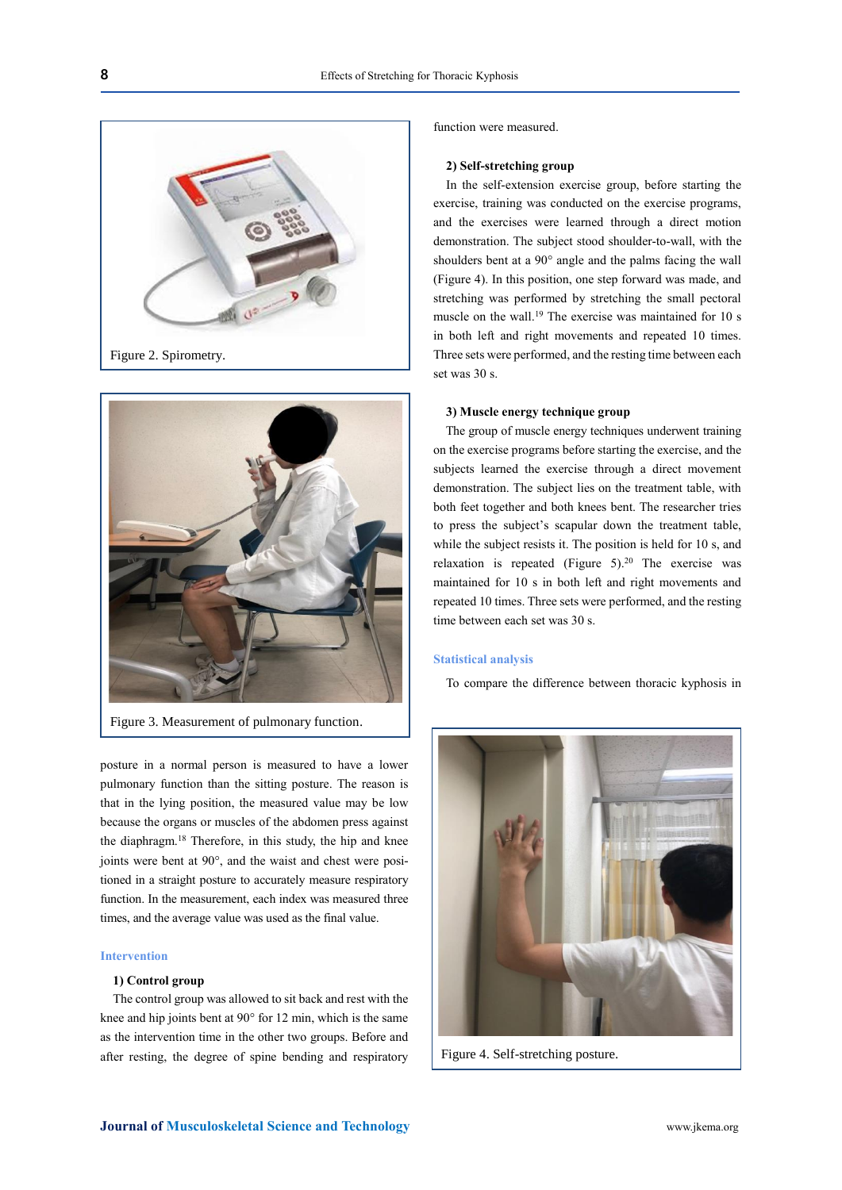Figure 2. Spirometry.

Figure 3. Measurement of pulmonary function.

posture in a normal person is measured to have a lower pulmonary function than the sitting posture. The reason is that in the lying position, the measured value may be low because the organs or muscles of the abdomen press against the diaphragm.[18] Therefore, in this study, the hip and knee joints were bent at 90°, and the waist and chest were positioned in a straight posture to accurately measure respiratory function. In the measurement, each index was measured three times, and the average value was used as the final value.

## Intervention

### 1) Control group

The control group was allowed to sit back and rest with the knee and hip joints bent at 90° for 12 min, which is the same as the intervention time in the other two groups. Before and after resting, the degree of spine bending and respiratory function were measured.

### 2) Self-stretching group

In the self-extension exercise group, before starting the exercise, training was conducted on the exercise programs, and the exercises were learned through a direct motion demonstration. The subject stood shoulder-to-wall, with the shoulders bent at a 90° angle and the palms facing the wall (Figure 4). In this position, one step forward was made, and stretching was performed by stretching the small pectoral muscle on the wall.[19] The exercise was maintained for 10 s in both left and right movements and repeated 10 times. Three sets were performed, and the resting time between each set was 30 s.

### 3) Muscle energy technique group

The group of muscle energy techniques underwent training on the exercise programs before starting the exercise, and the subjects learned the exercise through a direct movement demonstration. The subject lies on the treatment table, with both feet together and both knees bent. The researcher tries to press the subject's scapular down the treatment table, while the subject resists it. The position is held for 10 s, and relaxation is repeated (Figure 5).[20] The exercise was maintained for 10 s in both left and right movements and repeated 10 times. Three sets were performed, and the resting time between each set was 30 s.

## Statistical analysis

To compare the difference between thoracic kyphosis in

Figure 4. Self-stretching posture.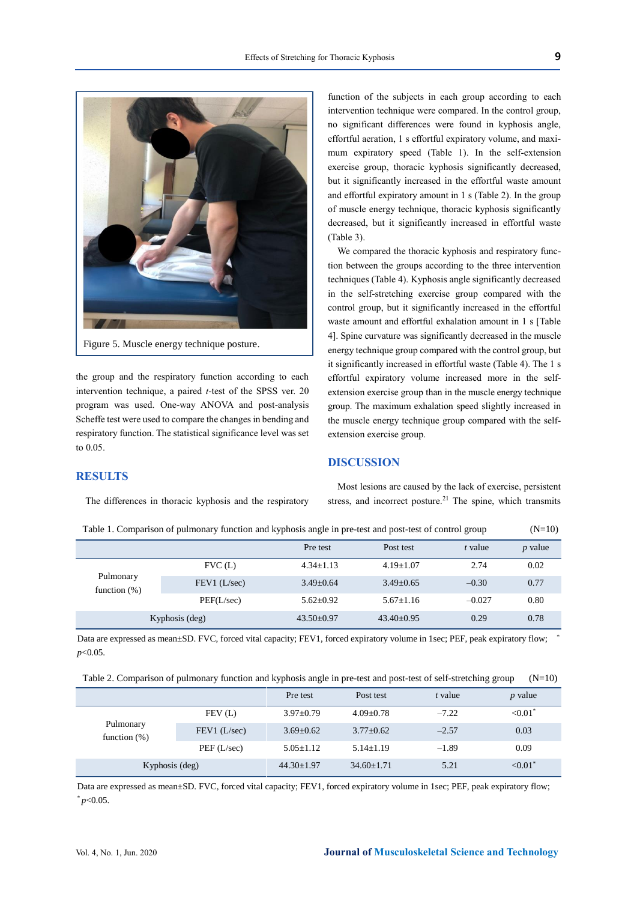Figure 5. Muscle energy technique posture.

the group and the respiratory function according to each intervention technique, a paired *t*-test of the SPSS ver. 20 program was used. One-way ANOVA and post-analysis Scheffe test were used to compare the changes in bending and respiratory function. The statistical significance level was set to 0.05.

## RESULTS

The differences in thoracic kyphosis and the respiratory function of the subjects in each group according to each intervention technique were compared. In the control group, no significant differences were found in kyphosis angle, effortful aeration, 1 s effortful expiratory volume, and maximum expiratory speed (Table 1). In the self-extension exercise group, thoracic kyphosis significantly decreased, but it significantly increased in the effortful waste amount and effortful expiratory amount in 1 s (Table 2). In the group of muscle energy technique, thoracic kyphosis significantly decreased, but it significantly increased in effortful waste (Table 3).

We compared the thoracic kyphosis and respiratory function between the groups according to the three intervention techniques (Table 4). Kyphosis angle significantly decreased in the self-stretching exercise group compared with the control group, but it significantly increased in the effortful waste amount and effortful exhalation amount in 1 s [Table 4]. Spine curvature was significantly decreased in the muscle energy technique group compared with the control group, but it significantly increased in effortful waste (Table 4). The 1 s effortful expiratory volume increased more in the self-extension exercise group than in the muscle energy technique group. The maximum exhalation speed slightly increased in the muscle energy technique group compared with the self-extension exercise group.

## DISCUSSION

Most lesions are caused by the lack of exercise, persistent stress, and incorrect posture.[21] The spine, which transmits

Table 1. Comparison of pulmonary function and kyphosis angle in pre-test and post-test of control group (N=10)

| | | Pre test | Post test | *t* value | *p* value |
|---|---|---|---|---|---|
| Pulmonary function (%) | FVC (L) | 4.34±1.13 | 4.19±1.07 | 2.74 | 0.02 |
| | FEV1 (L/sec) | 3.49±0.64 | 3.49±0.65 | –0.30 | 0.77 |
| | PEF(L/sec) | 5.62±0.92 | 5.67±1.16 | –0.027 | 0.80 |
| Kyphosis (deg) | | 43.50±0.97 | 43.40±0.95 | 0.29 | 0.78 |

Data are expressed as mean±SD. FVC, forced vital capacity; FEV1, forced expiratory volume in 1sec; PEF, peak expiratory flow; * $p$<0.05.

Table 2. Comparison of pulmonary function and kyphosis angle in pre-test and post-test of self-stretching group (N=10)

| | | Pre test | Post test | *t* value | *p* value |
|---|---|---|---|---|---|
| Pulmonary function (%) | FEV (L) | 3.97±0.79 | 4.09±0.78 | –7.22 | <0.01* |
| | FEV1 (L/sec) | 3.69±0.62 | 3.77±0.62 | –2.57 | 0.03 |
| | PEF (L/sec) | 5.05±1.12 | 5.14±1.19 | –1.89 | 0.09 |
| Kyphosis (deg) | | 44.30±1.97 | 34.60±1.71 | 5.21 | <0.01* |

Data are expressed as mean±SD. FVC, forced vital capacity; FEV1, forced expiratory volume in 1sec; PEF, peak expiratory flow; * $p$<0.05.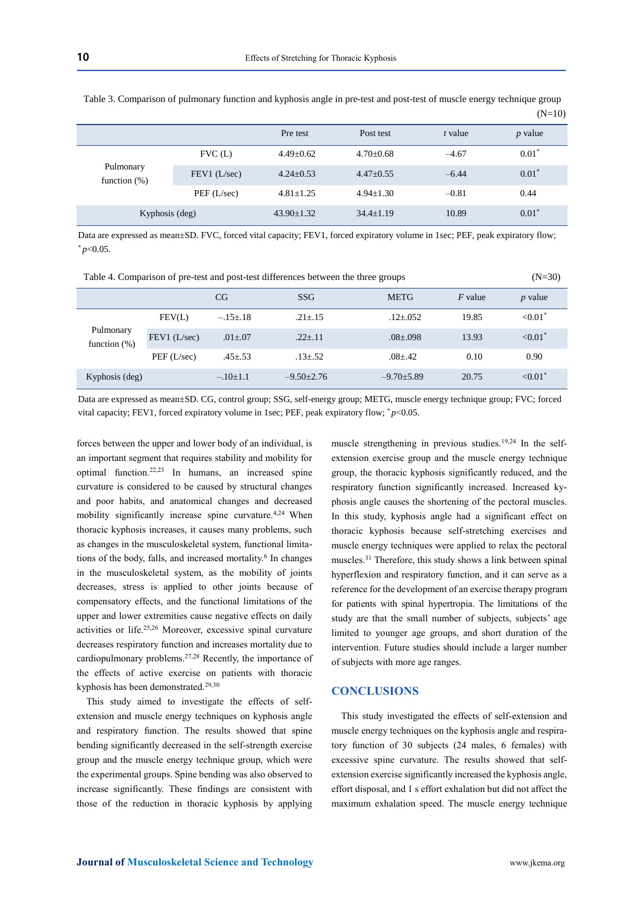Table 3. Comparison of pulmonary function and kyphosis angle in pre-test and post-test of muscle energy technique group (N=10)

| | | Pre test | Post test | *t* value | *p* value |
|---|---|---|---|---|---|
| Pulmonary function (%) | FVC (L) | 4.49±0.62 | 4.70±0.68 | –4.67 | 0.01* |
| | FEV1 (L/sec) | 4.24±0.53 | 4.47±0.55 | –6.44 | 0.01* |
| | PEF (L/sec) | 4.81±1.25 | 4.94±1.30 | –0.81 | 0.44 |
| Kyphosis (deg) | | 43.90±1.32 | 34.4±1.19 | 10.89 | 0.01* |

Data are expressed as mean±SD. FVC, forced vital capacity; FEV1, forced expiratory volume in 1sec; PEF, peak expiratory flow; *$p$<0.05.

Table 4. Comparison of pre-test and post-test differences between the three groups (N=30)

| | | CG | SSG | METG | *F* value | *p* value |
|---|---|---|---|---|---|---|
| Pulmonary function (%) | FEV(L) | –.15±.18 | .21±.15 | .12±.052 | 19.85 | <0.01* |
| | FEV1 (L/sec) | .01±.07 | .22±.11 | .08±.098 | 13.93 | <0.01* |
| | PEF (L/sec) | .45±.53 | .13±.52 | .08±.42 | 0.10 | 0.90 |
| Kyphosis (deg) | | –.10±1.1 | –9.50±2.76 | –9.70±5.89 | 20.75 | <0.01* |

Data are expressed as mean±SD. CG, control group; SSG, self-energy group; METG, muscle energy technique group; FVC; forced vital capacity; FEV1, forced expiratory volume in 1sec; PEF, peak expiratory flow; *$p$<0.05.

forces between the upper and lower body of an individual, is an important segment that requires stability and mobility for optimal function.[22,23] In humans, an increased spine curvature is considered to be caused by structural changes and poor habits, and anatomical changes and decreased mobility significantly increase spine curvature.[4,24] When thoracic kyphosis increases, it causes many problems, such as changes in the musculoskeletal system, functional limitations of the body, falls, and increased mortality.[6] In changes in the musculoskeletal system, as the mobility of joints decreases, stress is applied to other joints because of compensatory effects, and the functional limitations of the upper and lower extremities cause negative effects on daily activities or life.[25,26] Moreover, excessive spinal curvature decreases respiratory function and increases mortality due to cardiopulmonary problems.[27,28] Recently, the importance of the effects of active exercise on patients with thoracic kyphosis has been demonstrated.[29,30]

This study aimed to investigate the effects of self-extension and muscle energy techniques on kyphosis angle and respiratory function. The results showed that spine bending significantly decreased in the self-strength exercise group and the muscle energy technique group, which were the experimental groups. Spine bending was also observed to increase significantly. These findings are consistent with those of the reduction in thoracic kyphosis by applying muscle strengthening in previous studies.[19,24] In the self-extension exercise group and the muscle energy technique group, the thoracic kyphosis significantly reduced, and the respiratory function significantly increased. Increased kyphosis angle causes the shortening of the pectoral muscles. In this study, kyphosis angle had a significant effect on thoracic kyphosis because self-stretching exercises and muscle energy techniques were applied to relax the pectoral muscles.[31] Therefore, this study shows a link between spinal hyperflexion and respiratory function, and it can serve as a reference for the development of an exercise therapy program for patients with spinal hypertropia. The limitations of the study are that the small number of subjects, subjects' age limited to younger age groups, and short duration of the intervention. Future studies should include a larger number of subjects with more age ranges.

## CONCLUSIONS

This study investigated the effects of self-extension and muscle energy techniques on the kyphosis angle and respiratory function of 30 subjects (24 males, 6 females) with excessive spine curvature. The results showed that self-extension exercise significantly increased the kyphosis angle, effort disposal, and 1 s effort exhalation but did not affect the maximum exhalation speed. The muscle energy technique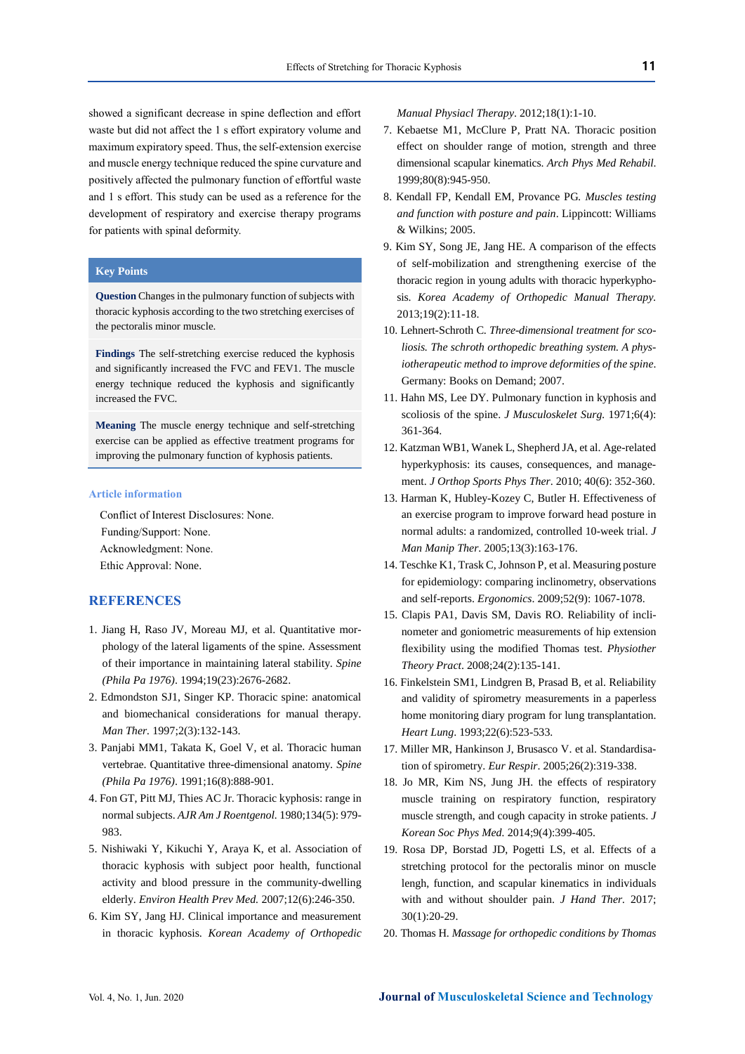showed a significant decrease in spine deflection and effort waste but did not affect the 1 s effort expiratory volume and maximum expiratory speed. Thus, the self-extension exercise and muscle energy technique reduced the spine curvature and positively affected the pulmonary function of effortful waste and 1 s effort. This study can be used as a reference for the development of respiratory and exercise therapy programs for patients with spinal deformity.

### Key Points

**Question** Changes in the pulmonary function of subjects with thoracic kyphosis according to the two stretching exercises of the pectoralis minor muscle.

**Findings** The self-stretching exercise reduced the kyphosis and significantly increased the FVC and FEV1. The muscle energy technique reduced the kyphosis and significantly increased the FVC.

**Meaning** The muscle energy technique and self-stretching exercise can be applied as effective treatment programs for improving the pulmonary function of kyphosis patients.

### Article information

Conflict of Interest Disclosures: None.
Funding/Support: None.
Acknowledgment: None.
Ethic Approval: None.

## REFERENCES

1. Jiang H, Raso JV, Moreau MJ, et al. Quantitative morphology of the lateral ligaments of the spine. Assessment of their importance in maintaining lateral stability. *Spine (Phila Pa 1976)*. 1994;19(23):2676-2682.
2. Edmondston SJ1, Singer KP. Thoracic spine: anatomical and biomechanical considerations for manual therapy. *Man Ther*. 1997;2(3):132-143.
3. Panjabi MM1, Takata K, Goel V, et al. Thoracic human vertebrae. Quantitative three-dimensional anatomy. *Spine (Phila Pa 1976)*. 1991;16(8):888-901.
4. Fon GT, Pitt MJ, Thies AC Jr. Thoracic kyphosis: range in normal subjects. *AJR Am J Roentgenol*. 1980;134(5): 979-983.
5. Nishiwaki Y, Kikuchi Y, Araya K, et al. Association of thoracic kyphosis with subject poor health, functional activity and blood pressure in the community-dwelling elderly. *Environ Health Prev Med*. 2007;12(6):246-350.
6. Kim SY, Jang HJ. Clinical importance and measurement in thoracic kyphosis. *Korean Academy of Orthopedic Manual Physiacl Therapy*. 2012;18(1):1-10.
7. Kebaetse M1, McClure P, Pratt NA. Thoracic position effect on shoulder range of motion, strength and three dimensional scapular kinematics. *Arch Phys Med Rehabil*. 1999;80(8):945-950.
8. Kendall FP, Kendall EM, Provance PG. *Muscles testing and function with posture and pain*. Lippincott: Williams & Wilkins; 2005.
9. Kim SY, Song JE, Jang HE. A comparison of the effects of self-mobilization and strengthening exercise of the thoracic region in young adults with thoracic hyperkyphosis. *Korea Academy of Orthopedic Manual Therapy*. 2013;19(2):11-18.
10. Lehnert-Schroth C. *Three-dimensional treatment for scoliosis. The schroth orthopedic breathing system. A physiotherapeutic method to improve deformities of the spine*. Germany: Books on Demand; 2007.
11. Hahn MS, Lee DY. Pulmonary function in kyphosis and scoliosis of the spine. *J Musculoskelet Surg*. 1971;6(4): 361-364.
12. Katzman WB1, Wanek L, Shepherd JA, et al. Age-related hyperkyphosis: its causes, consequences, and management. *J Orthop Sports Phys Ther*. 2010; 40(6): 352-360.
13. Harman K, Hubley-Kozey C, Butler H. Effectiveness of an exercise program to improve forward head posture in normal adults: a randomized, controlled 10-week trial. *J Man Manip Ther*. 2005;13(3):163-176.
14. Teschke K1, Trask C, Johnson P, et al. Measuring posture for epidemiology: comparing inclinometry, observations and self-reports. *Ergonomics*. 2009;52(9): 1067-1078.
15. Clapis PA1, Davis SM, Davis RO. Reliability of inclinometer and goniometric measurements of hip extension flexibility using the modified Thomas test. *Physiother Theory Pract*. 2008;24(2):135-141.
16. Finkelstein SM1, Lindgren B, Prasad B, et al. Reliability and validity of spirometry measurements in a paperless home monitoring diary program for lung transplantation. *Heart Lung*. 1993;22(6):523-533.
17. Miller MR, Hankinson J, Brusasco V. et al. Standardisation of spirometry. *Eur Respir*. 2005;26(2):319-338.
18. Jo MR, Kim NS, Jung JH. the effects of respiratory muscle training on respiratory function, respiratory muscle strength, and cough capacity in stroke patients. *J Korean Soc Phys Med*. 2014;9(4):399-405.
19. Rosa DP, Borstad JD, Pogetti LS, et al. Effects of a stretching protocol for the pectoralis minor on muscle lengh, function, and scapular kinematics in individuals with and without shoulder pain. *J Hand Ther*. 2017; 30(1):20-29.
20. Thomas H. *Massage for orthopedic conditions by Thomas*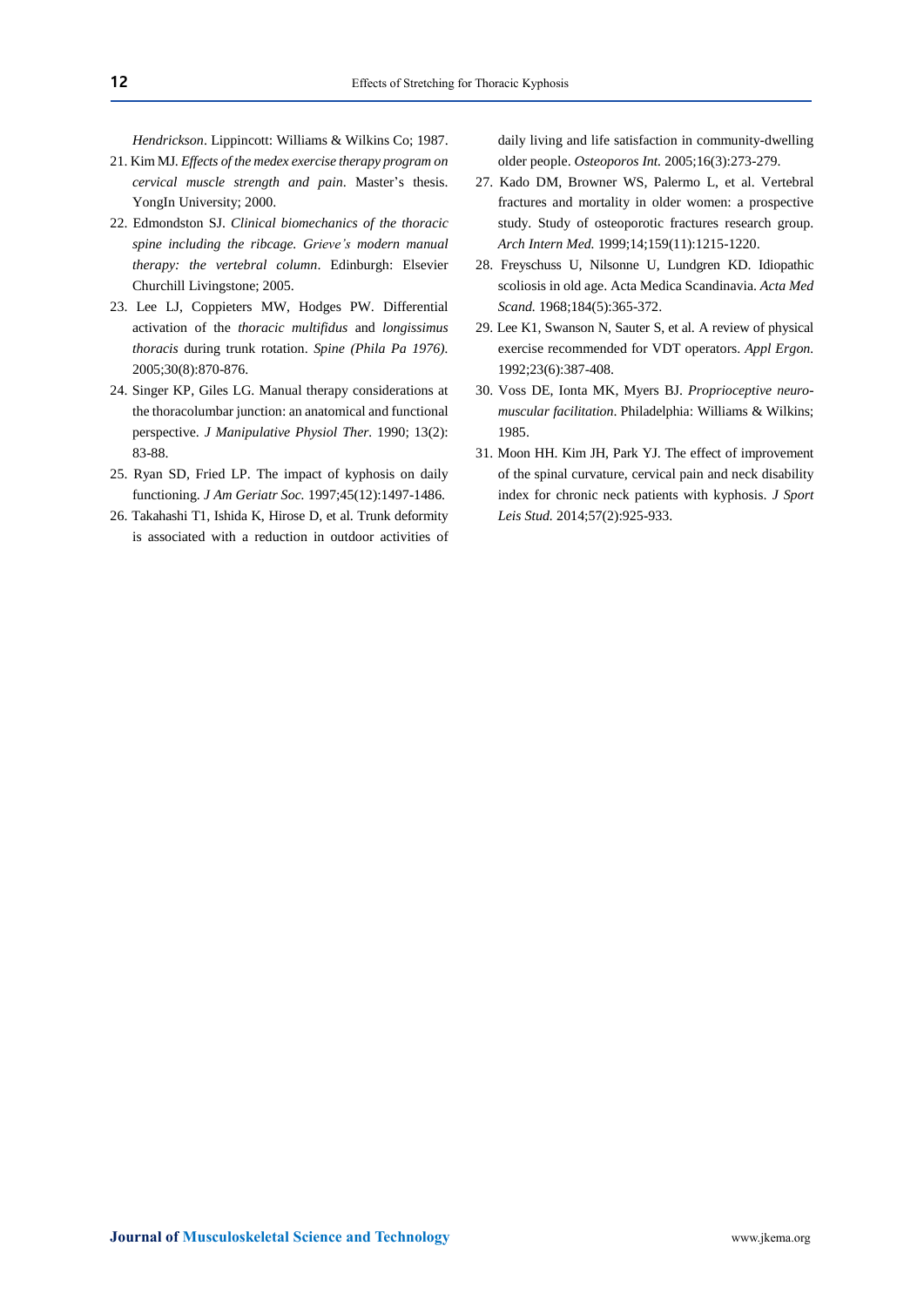*Hendrickson*. Lippincott: Williams & Wilkins Co; 1987.

21. Kim MJ. *Effects of the medex exercise therapy program on cervical muscle strength and pain*. Master's thesis. YongIn University; 2000.
22. Edmondston SJ. *Clinical biomechanics of the thoracic spine including the ribcage. Grieve's modern manual therapy: the vertebral column*. Edinburgh: Elsevier Churchill Livingstone; 2005.
23. Lee LJ, Coppieters MW, Hodges PW. Differential activation of the *thoracic multifidus* and *longissimus thoracis* during trunk rotation. *Spine (Phila Pa 1976).* 2005;30(8):870-876.
24. Singer KP, Giles LG. Manual therapy considerations at the thoracolumbar junction: an anatomical and functional perspective. *J Manipulative Physiol Ther.* 1990; 13(2): 83-88.
25. Ryan SD, Fried LP. The impact of kyphosis on daily functioning. *J Am Geriatr Soc.* 1997;45(12):1497-1486.
26. Takahashi T1, Ishida K, Hirose D, et al. Trunk deformity is associated with a reduction in outdoor activities of daily living and life satisfaction in community-dwelling older people. *Osteoporos Int.* 2005;16(3):273-279.
27. Kado DM, Browner WS, Palermo L, et al. Vertebral fractures and mortality in older women: a prospective study. Study of osteoporotic fractures research group. *Arch Intern Med.* 1999;14;159(11):1215-1220.
28. Freyschuss U, Nilsonne U, Lundgren KD. Idiopathic scoliosis in old age. Acta Medica Scandinavia. *Acta Med Scand.* 1968;184(5):365-372.
29. Lee K1, Swanson N, Sauter S, et al. A review of physical exercise recommended for VDT operators. *Appl Ergon.* 1992;23(6):387-408.
30. Voss DE, Ionta MK, Myers BJ. *Proprioceptive neuro-muscular facilitation*. Philadelphia: Williams & Wilkins; 1985.
31. Moon HH. Kim JH, Park YJ. The effect of improvement of the spinal curvature, cervical pain and neck disability index for chronic neck patients with kyphosis. *J Sport Leis Stud.* 2014;57(2):925-933.